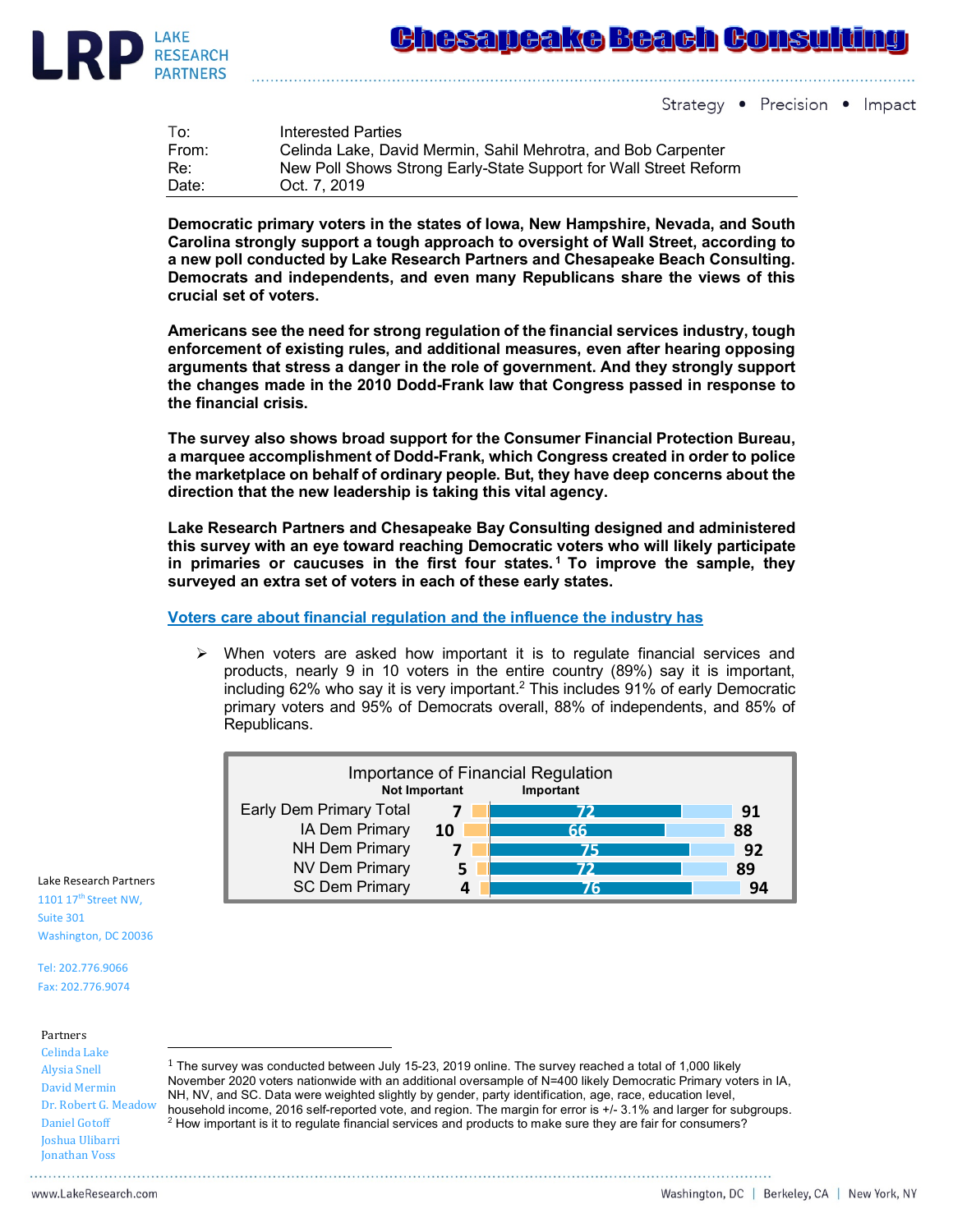LRP LAKE RESEARCH PARTNERS

Chesapeake Beach Consulting

Strategy • Precision • Impact

| To: | Interested Parties |
|---|---|
| From: | Celinda Lake, David Mermin, Sahil Mehrotra, and Bob Carpenter |
| Re: | New Poll Shows Strong Early-State Support for Wall Street Reform |
| Date: | Oct. 7, 2019 |

**Democratic primary voters in the states of Iowa, New Hampshire, Nevada, and South Carolina strongly support a tough approach to oversight of Wall Street, according to a new poll conducted by Lake Research Partners and Chesapeake Beach Consulting. Democrats and independents, and even many Republicans share the views of this crucial set of voters.**

**Americans see the need for strong regulation of the financial services industry, tough enforcement of existing rules, and additional measures, even after hearing opposing arguments that stress a danger in the role of government. And they strongly support the changes made in the 2010 Dodd-Frank law that Congress passed in response to the financial crisis.**

**The survey also shows broad support for the Consumer Financial Protection Bureau, a marquee accomplishment of Dodd-Frank, which Congress created in order to police the marketplace on behalf of ordinary people. But, they have deep concerns about the direction that the new leadership is taking this vital agency.**

**Lake Research Partners and Chesapeake Bay Consulting designed and administered this survey with an eye toward reaching Democratic voters who will likely participate in primaries or caucuses in the first four states.[1] To improve the sample, they surveyed an extra set of voters in each of these early states.**

## Voters care about financial regulation and the influence the industry has

- When voters are asked how important it is to regulate financial services and products, nearly 9 in 10 voters in the entire country (89%) say it is important, including 62% who say it is very important.[2] This includes 91% of early Democratic primary voters and 95% of Democrats overall, 88% of independents, and 85% of Republicans.

**Importance of Financial Regulation**

| | Not Important | Very Important | Important |
|---|---|---|---|
| Early Dem Primary Total | 7 | 72 | 91 |
| IA Dem Primary | 10 | 66 | 88 |
| NH Dem Primary | 7 | 75 | 92 |
| NV Dem Primary | 5 | 72 | 89 |
| SC Dem Primary | 4 | 76 | 94 |

Lake Research Partners
1101 17th Street NW,
Suite 301
Washington, DC 20036

Tel: 202.776.9066
Fax: 202.776.9074

Partners
Celinda Lake
Alysia Snell
David Mermin
Dr. Robert G. Meadow
Daniel Gotoff
Joshua Ulibarri
Jonathan Voss

[1] The survey was conducted between July 15-23, 2019 online. The survey reached a total of 1,000 likely November 2020 voters nationwide with an additional oversample of N=400 likely Democratic Primary voters in IA, NH, NV, and SC. Data were weighted slightly by gender, party identification, age, race, education level, household income, 2016 self-reported vote, and region. The margin for error is +/- 3.1% and larger for subgroups.

[2] How important is it to regulate financial services and products to make sure they are fair for consumers?

www.LakeResearch.com    Washington, DC | Berkeley, CA | New York, NY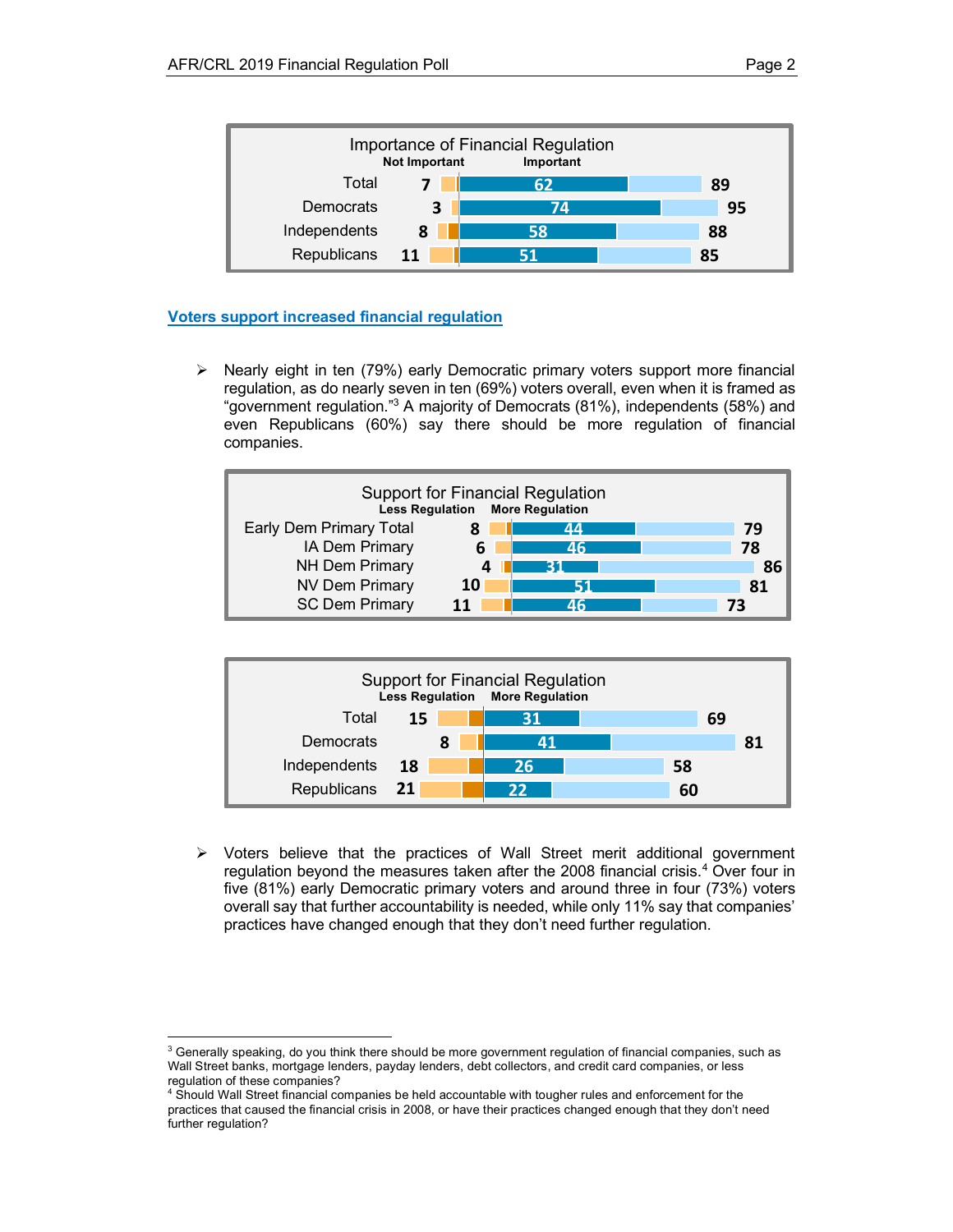**Importance of Financial Regulation**

| | Not Important | Important (strongly) | Important (total) |
|---|---|---|---|
| Total | 7 | 62 | 89 |
| Democrats | 3 | 74 | 95 |
| Independents | 8 | 58 | 88 |
| Republicans | 11 | 51 | 85 |

## Voters support increased financial regulation

- Nearly eight in ten (79%) early Democratic primary voters support more financial regulation, as do nearly seven in ten (69%) voters overall, even when it is framed as "government regulation."[3] A majority of Democrats (81%), independents (58%) and even Republicans (60%) say there should be more regulation of financial companies.

**Support for Financial Regulation**

| | Less Regulation | More Regulation (strongly) | More Regulation (total) |
|---|---|---|---|
| Early Dem Primary Total | 8 | 44 | 79 |
| IA Dem Primary | 6 | 46 | 78 |
| NH Dem Primary | 4 | 31 | 86 |
| NV Dem Primary | 10 | 51 | 81 |
| SC Dem Primary | 11 | 46 | 73 |

**Support for Financial Regulation**

| | Less Regulation | More Regulation (strongly) | More Regulation (total) |
|---|---|---|---|
| Total | 15 | 31 | 69 |
| Democrats | 8 | 41 | 81 |
| Independents | 18 | 26 | 58 |
| Republicans | 21 | 22 | 60 |

- Voters believe that the practices of Wall Street merit additional government regulation beyond the measures taken after the 2008 financial crisis.[4] Over four in five (81%) early Democratic primary voters and around three in four (73%) voters overall say that further accountability is needed, while only 11% say that companies' practices have changed enough that they don't need further regulation.

---

[3] Generally speaking, do you think there should be more government regulation of financial companies, such as Wall Street banks, mortgage lenders, payday lenders, debt collectors, and credit card companies, or less regulation of these companies?

[4] Should Wall Street financial companies be held accountable with tougher rules and enforcement for the practices that caused the financial crisis in 2008, or have their practices changed enough that they don't need further regulation?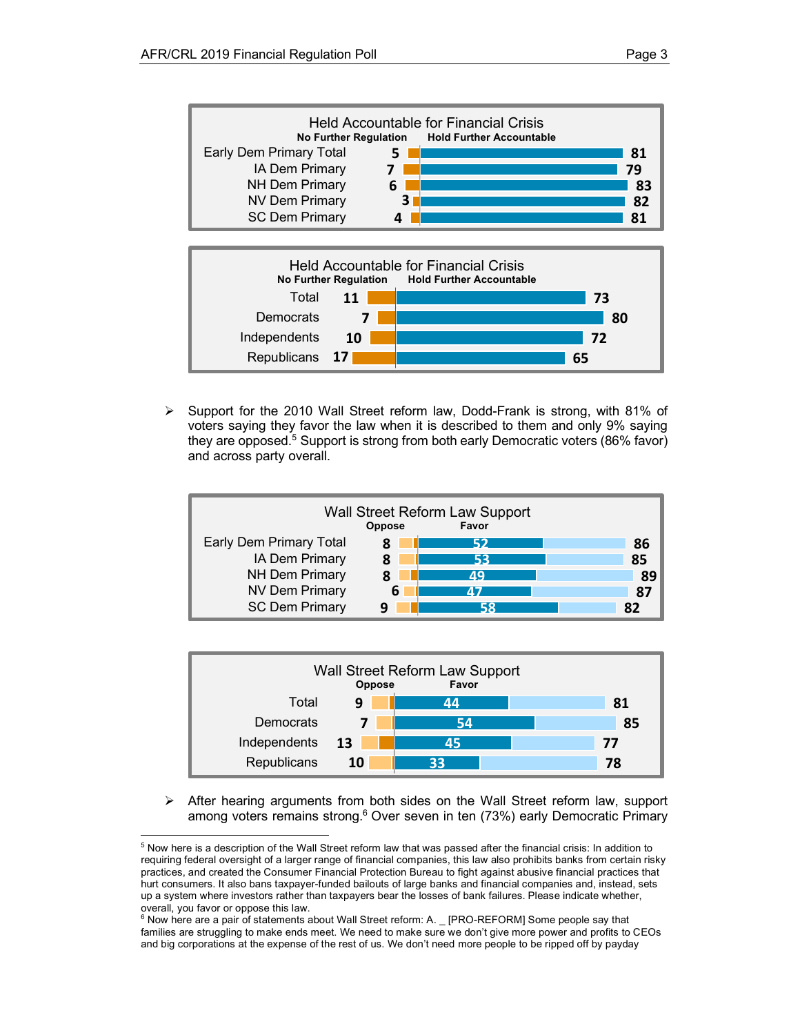**Held Accountable for Financial Crisis**

| | No Further Regulation | Hold Further Accountable |
|---|---|---|
| Early Dem Primary Total | 5 | 81 |
| IA Dem Primary | 7 | 79 |
| NH Dem Primary | 6 | 83 |
| NV Dem Primary | 3 | 82 |
| SC Dem Primary | 4 | 81 |

**Held Accountable for Financial Crisis**

| | No Further Regulation | Hold Further Accountable |
|---|---|---|
| Total | 11 | 73 |
| Democrats | 7 | 80 |
| Independents | 10 | 72 |
| Republicans | 17 | 65 |

- Support for the 2010 Wall Street reform law, Dodd-Frank is strong, with 81% of voters saying they favor the law when it is described to them and only 9% saying they are opposed.[5] Support is strong from both early Democratic voters (86% favor) and across party overall.

**Wall Street Reform Law Support**

| | Oppose | Favor (Strongly) | Favor (Total) |
|---|---|---|---|
| Early Dem Primary Total | 8 | 52 | 86 |
| IA Dem Primary | 8 | 53 | 85 |
| NH Dem Primary | 8 | 49 | 89 |
| NV Dem Primary | 6 | 47 | 87 |
| SC Dem Primary | 9 | 58 | 82 |

**Wall Street Reform Law Support**

| | Oppose | Favor (Strongly) | Favor (Total) |
|---|---|---|---|
| Total | 9 | 44 | 81 |
| Democrats | 7 | 54 | 85 |
| Independents | 13 | 45 | 77 |
| Republicans | 10 | 33 | 78 |

- After hearing arguments from both sides on the Wall Street reform law, support among voters remains strong.[6] Over seven in ten (73%) early Democratic Primary

---

[5] Now here is a description of the Wall Street reform law that was passed after the financial crisis: In addition to requiring federal oversight of a larger range of financial companies, this law also prohibits banks from certain risky practices, and created the Consumer Financial Protection Bureau to fight against abusive financial practices that hurt consumers. It also bans taxpayer-funded bailouts of large banks and financial companies and, instead, sets up a system where investors rather than taxpayers bear the losses of bank failures. Please indicate whether, overall, you favor or oppose this law.

[6] Now here are a pair of statements about Wall Street reform: A. _ [PRO-REFORM] Some people say that families are struggling to make ends meet. We need to make sure we don't give more power and profits to CEOs and big corporations at the expense of the rest of us. We don't need more people to be ripped off by payday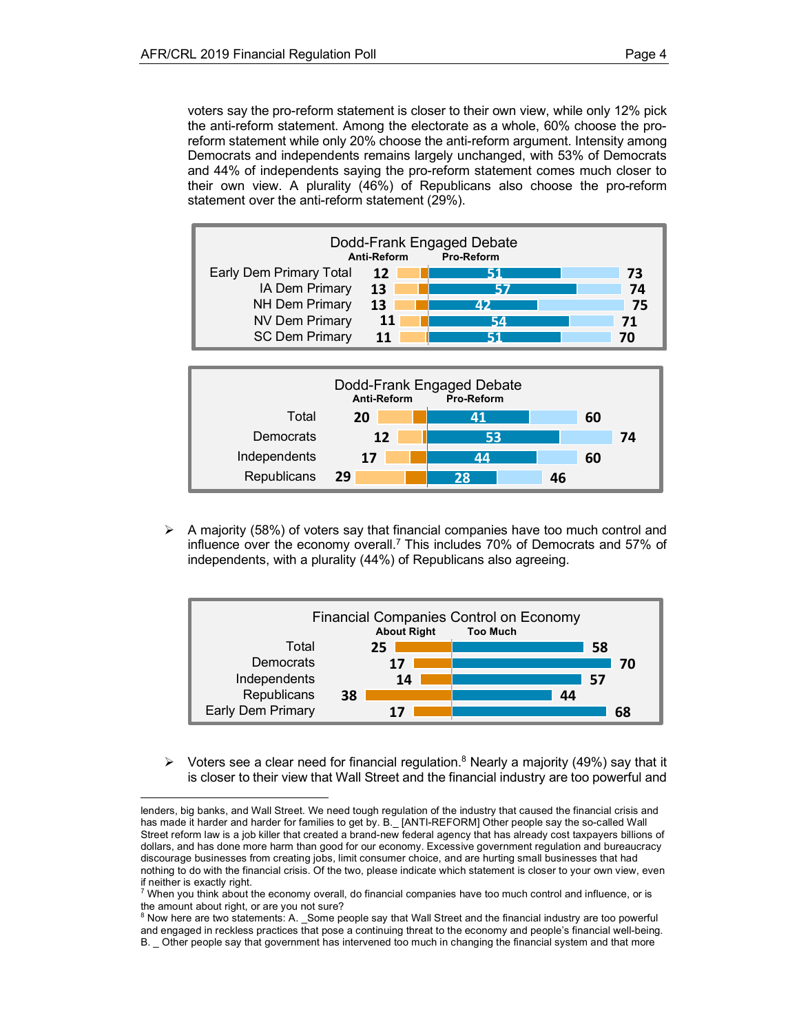voters say the pro-reform statement is closer to their own view, while only 12% pick the anti-reform statement. Among the electorate as a whole, 60% choose the pro-reform statement while only 20% choose the anti-reform argument. Intensity among Democrats and independents remains largely unchanged, with 53% of Democrats and 44% of independents saying the pro-reform statement comes much closer to their own view. A plurality (46%) of Republicans also choose the pro-reform statement over the anti-reform statement (29%).

**Dodd-Frank Engaged Debate**

| | Anti-Reform | Pro-Reform (Much closer) | Pro-Reform (Total) |
|---|---|---|---|
| Early Dem Primary Total | 12 | 51 | 73 |
| IA Dem Primary | 13 | 57 | 74 |
| NH Dem Primary | 13 | 42 | 75 |
| NV Dem Primary | 11 | 54 | 71 |
| SC Dem Primary | 11 | 51 | 70 |

**Dodd-Frank Engaged Debate**

| | Anti-Reform | Pro-Reform (Much closer) | Pro-Reform (Total) |
|---|---|---|---|
| Total | 20 | 41 | 60 |
| Democrats | 12 | 53 | 74 |
| Independents | 17 | 44 | 60 |
| Republicans | 29 | 28 | 46 |

- A majority (58%) of voters say that financial companies have too much control and influence over the economy overall.[7] This includes 70% of Democrats and 57% of independents, with a plurality (44%) of Republicans also agreeing.

**Financial Companies Control on Economy**

| | About Right | Too Much |
|---|---|---|
| Total | 25 | 58 |
| Democrats | 17 | 70 |
| Independents | 14 | 57 |
| Republicans | 38 | 44 |
| Early Dem Primary | 17 | 68 |

- Voters see a clear need for financial regulation.[8] Nearly a majority (49%) say that it is closer to their view that Wall Street and the financial industry are too powerful and

---

lenders, big banks, and Wall Street. We need tough regulation of the industry that caused the financial crisis and has made it harder and harder for families to get by. B._ [ANTI-REFORM] Other people say the so-called Wall Street reform law is a job killer that created a brand-new federal agency that has already cost taxpayers billions of dollars, and has done more harm than good for our economy. Excessive government regulation and bureaucracy discourage businesses from creating jobs, limit consumer choice, and are hurting small businesses that had nothing to do with the financial crisis. Of the two, please indicate which statement is closer to your own view, even if neither is exactly right.

[7] When you think about the economy overall, do financial companies have too much control and influence, or is the amount about right, or are you not sure?

[8] Now here are two statements: A. _Some people say that Wall Street and the financial industry are too powerful and engaged in reckless practices that pose a continuing threat to the economy and people's financial well-being. B. _ Other people say that government has intervened too much in changing the financial system and that more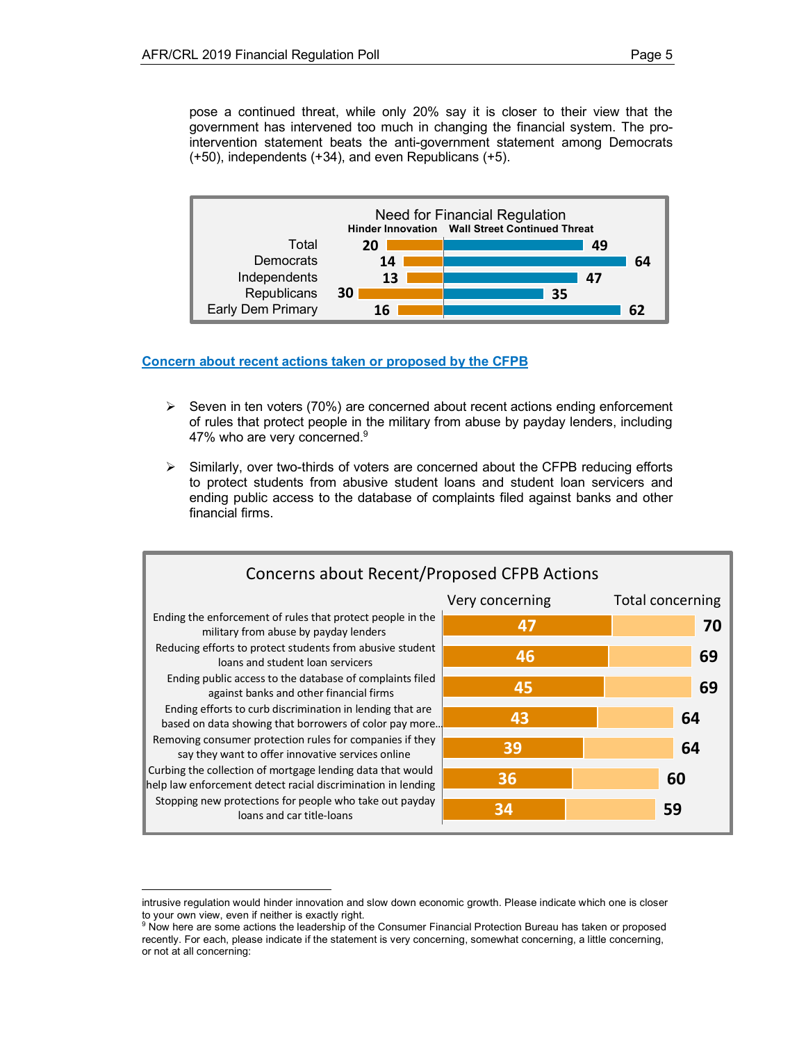pose a continued threat, while only 20% say it is closer to their view that the government has intervened too much in changing the financial system. The pro-intervention statement beats the anti-government statement among Democrats (+50), independents (+34), and even Republicans (+5).

**Need for Financial Regulation**

| | Hinder Innovation | Wall Street Continued Threat |
|---|---|---|
| Total | 20 | 49 |
| Democrats | 14 | 64 |
| Independents | 13 | 47 |
| Republicans | 30 | 35 |
| Early Dem Primary | 16 | 62 |

## Concern about recent actions taken or proposed by the CFPB

- Seven in ten voters (70%) are concerned about recent actions ending enforcement of rules that protect people in the military from abuse by payday lenders, including 47% who are very concerned.[9]
- Similarly, over two-thirds of voters are concerned about the CFPB reducing efforts to protect students from abusive student loans and student loan servicers and ending public access to the database of complaints filed against banks and other financial firms.

**Concerns about Recent/Proposed CFPB Actions**

| | Very concerning | Total concerning |
|---|---|---|
| Ending the enforcement of rules that protect people in the military from abuse by payday lenders | 47 | 70 |
| Reducing efforts to protect students from abusive student loans and student loan servicers | 46 | 69 |
| Ending public access to the database of complaints filed against banks and other financial firms | 45 | 69 |
| Ending efforts to curb discrimination in lending that are based on data showing that borrowers of color pay more... | 43 | 64 |
| Removing consumer protection rules for companies if they say they want to offer innovative services online | 39 | 64 |
| Curbing the collection of mortgage lending data that would help law enforcement detect racial discrimination in lending | 36 | 60 |
| Stopping new protections for people who take out payday loans and car title-loans | 34 | 59 |

---

intrusive regulation would hinder innovation and slow down economic growth. Please indicate which one is closer to your own view, even if neither is exactly right.

[9] Now here are some actions the leadership of the Consumer Financial Protection Bureau has taken or proposed recently. For each, please indicate if the statement is very concerning, somewhat concerning, a little concerning, or not at all concerning: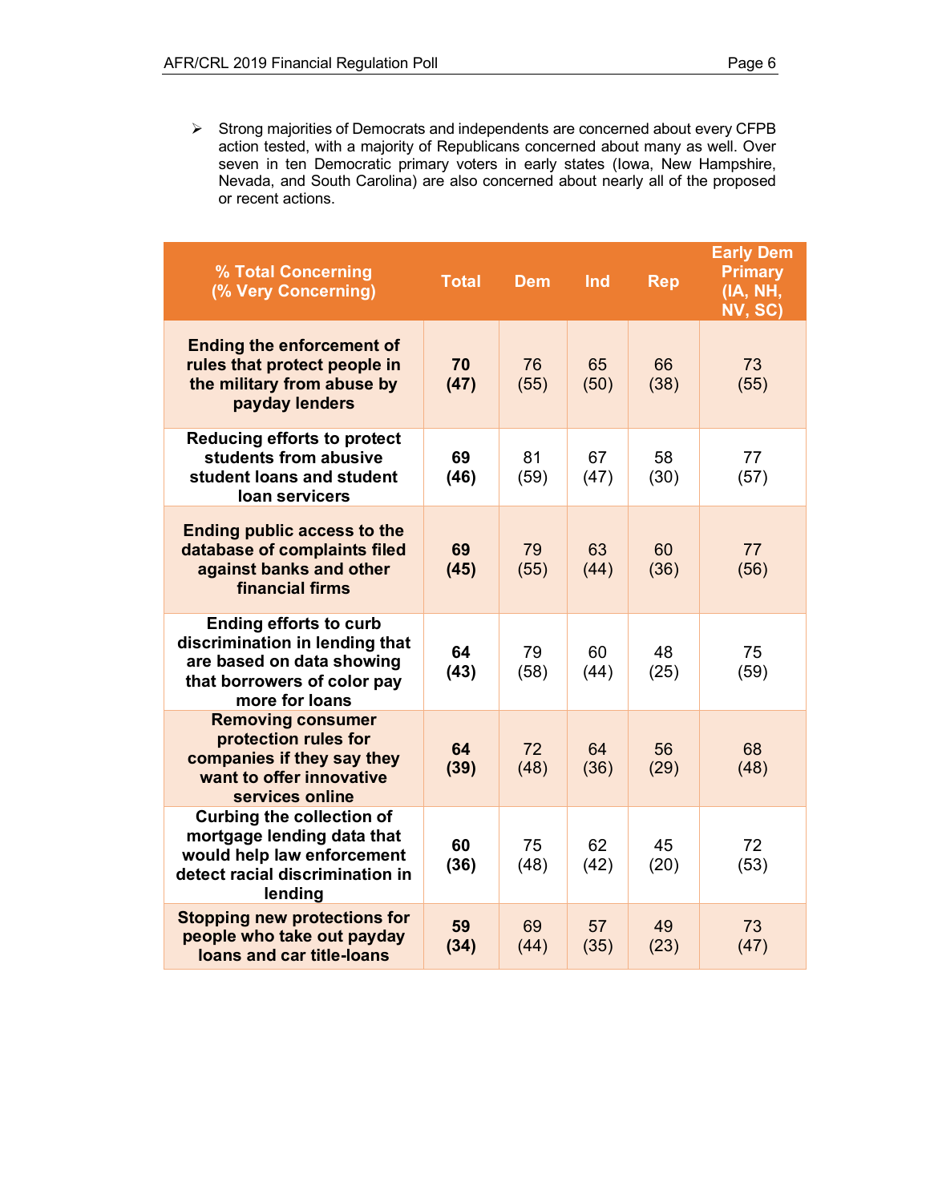- Strong majorities of Democrats and independents are concerned about every CFPB action tested, with a majority of Republicans concerned about many as well. Over seven in ten Democratic primary voters in early states (Iowa, New Hampshire, Nevada, and South Carolina) are also concerned about nearly all of the proposed or recent actions.

| % Total Concerning (% Very Concerning) | Total | Dem | Ind | Rep | Early Dem Primary (IA, NH, NV, SC) |
|---|---|---|---|---|---|
| **Ending the enforcement of rules that protect people in the military from abuse by payday lenders** | **70 (47)** | 76 (55) | 65 (50) | 66 (38) | 73 (55) |
| **Reducing efforts to protect students from abusive student loans and student loan servicers** | **69 (46)** | 81 (59) | 67 (47) | 58 (30) | 77 (57) |
| **Ending public access to the database of complaints filed against banks and other financial firms** | **69 (45)** | 79 (55) | 63 (44) | 60 (36) | 77 (56) |
| **Ending efforts to curb discrimination in lending that are based on data showing that borrowers of color pay more for loans** | **64 (43)** | 79 (58) | 60 (44) | 48 (25) | 75 (59) |
| **Removing consumer protection rules for companies if they say they want to offer innovative services online** | **64 (39)** | 72 (48) | 64 (36) | 56 (29) | 68 (48) |
| **Curbing the collection of mortgage lending data that would help law enforcement detect racial discrimination in lending** | **60 (36)** | 75 (48) | 62 (42) | 45 (20) | 72 (53) |
| **Stopping new protections for people who take out payday loans and car title-loans** | **59 (34)** | 69 (44) | 57 (35) | 49 (23) | 73 (47) |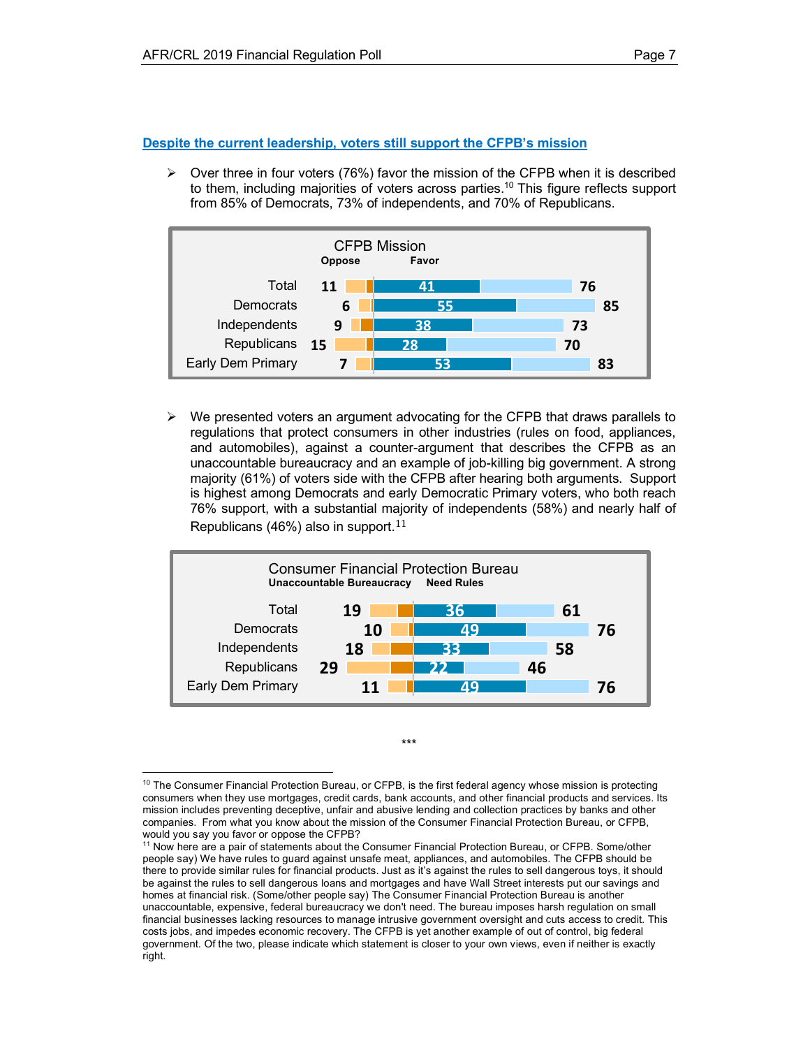## Despite the current leadership, voters still support the CFPB's mission

- Over three in four voters (76%) favor the mission of the CFPB when it is described to them, including majorities of voters across parties.[10] This figure reflects support from 85% of Democrats, 73% of independents, and 70% of Republicans.

**CFPB Mission**

| | Oppose | Favor (strongly) | Favor (total) |
|---|---|---|---|
| Total | 11 | 41 | 76 |
| Democrats | 6 | 55 | 85 |
| Independents | 9 | 38 | 73 |
| Republicans | 15 | 28 | 70 |
| Early Dem Primary | 7 | 53 | 83 |

- We presented voters an argument advocating for the CFPB that draws parallels to regulations that protect consumers in other industries (rules on food, appliances, and automobiles), against a counter-argument that describes the CFPB as an unaccountable bureaucracy and an example of job-killing big government. A strong majority (61%) of voters side with the CFPB after hearing both arguments. Support is highest among Democrats and early Democratic Primary voters, who both reach 76% support, with a substantial majority of independents (58%) and nearly half of Republicans (46%) also in support.[11]

**Consumer Financial Protection Bureau**

| | Unaccountable Bureaucracy | Need Rules (strongly) | Need Rules (total) |
|---|---|---|---|
| Total | 19 | 36 | 61 |
| Democrats | 10 | 49 | 76 |
| Independents | 18 | 33 | 58 |
| Republicans | 29 | 22 | 46 |
| Early Dem Primary | 11 | 49 | 76 |

***

[10] The Consumer Financial Protection Bureau, or CFPB, is the first federal agency whose mission is protecting consumers when they use mortgages, credit cards, bank accounts, and other financial products and services. Its mission includes preventing deceptive, unfair and abusive lending and collection practices by banks and other companies. From what you know about the mission of the Consumer Financial Protection Bureau, or CFPB, would you say you favor or oppose the CFPB?

[11] Now here are a pair of statements about the Consumer Financial Protection Bureau, or CFPB. Some/other people say) We have rules to guard against unsafe meat, appliances, and automobiles. The CFPB should be there to provide similar rules for financial products. Just as it's against the rules to sell dangerous toys, it should be against the rules to sell dangerous loans and mortgages and have Wall Street interests put our savings and homes at financial risk. (Some/other people say) The Consumer Financial Protection Bureau is another unaccountable, expensive, federal bureaucracy we don't need. The bureau imposes harsh regulation on small financial businesses lacking resources to manage intrusive government oversight and cuts access to credit. This costs jobs, and impedes economic recovery. The CFPB is yet another example of out of control, big federal government. Of the two, please indicate which statement is closer to your own views, even if neither is exactly right.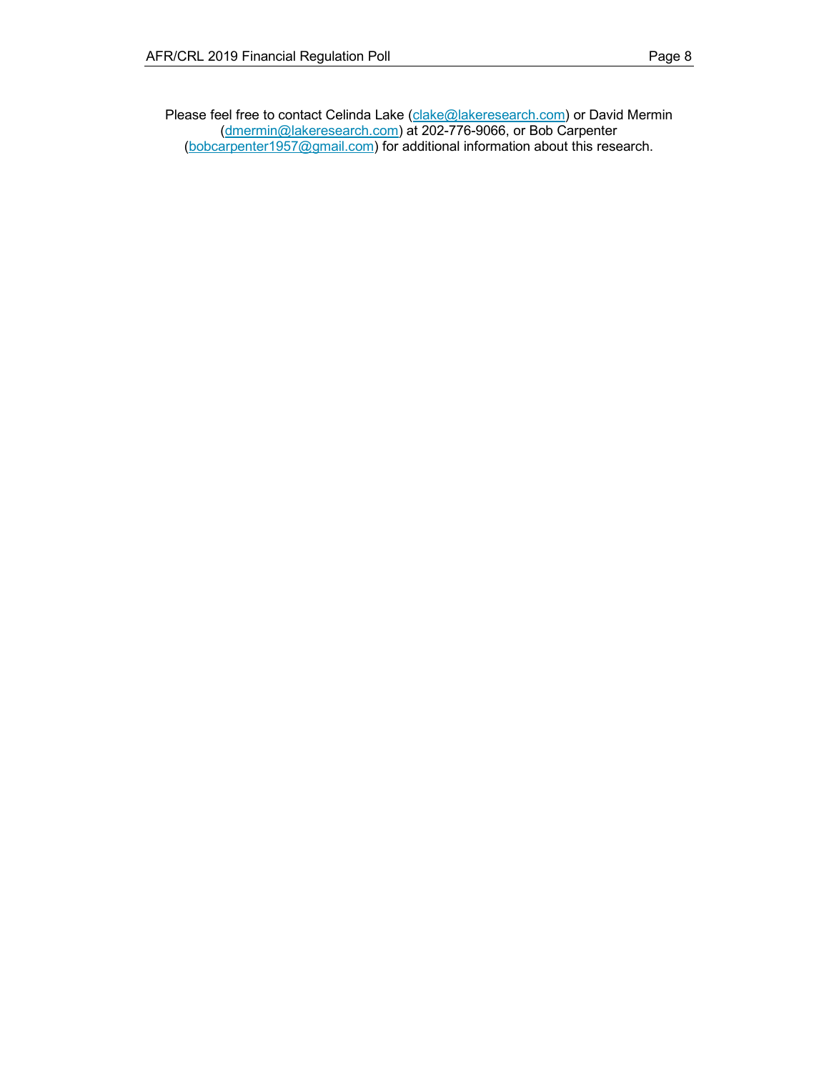Please feel free to contact Celinda Lake (clake@lakeresearch.com) or David Mermin (dmermin@lakeresearch.com) at 202-776-9066, or Bob Carpenter (bobcarpenter1957@gmail.com) for additional information about this research.